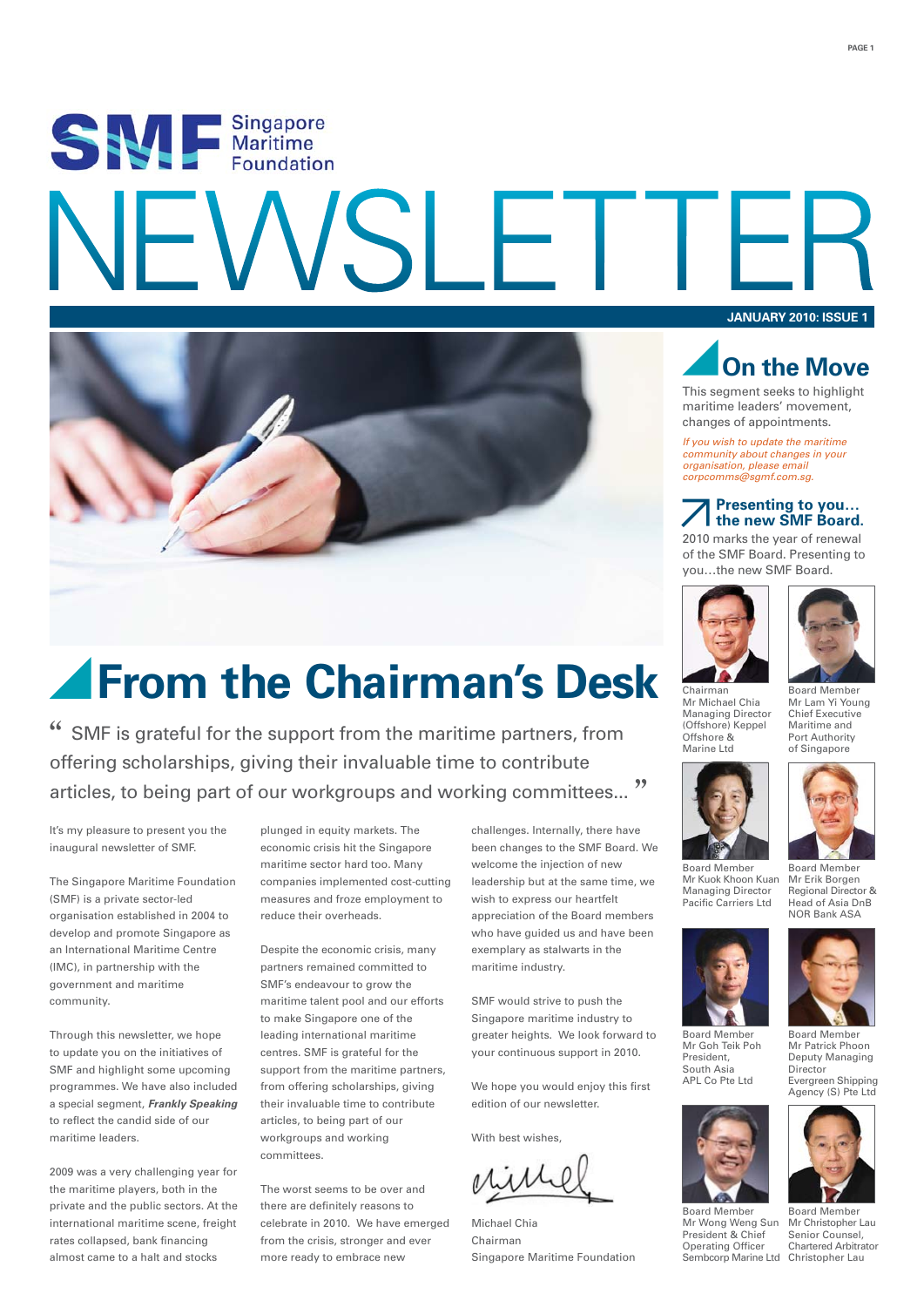# SMF Singapore Maritime Foundation

# NEWSLETTER

**JANUARY 2010: ISSUE 1**

## From the Chairman's Desk

" SMF is grateful for the support from the maritime partners, from offering scholarships, giving their invaluable time to contribute articles, to being part of our workgroups and working committees... "

It's my pleasure to present you the inaugural newsletter of SMF.

The Singapore Maritime Foundation (SMF) is a private sector-led organisation established in 2004 to develop and promote Singapore as an International Maritime Centre (IMC), in partnership with the government and maritime community.

Through this newsletter, we hope to update you on the initiatives of SMF and highlight some upcoming programmes. We have also included a special segment, ***Frankly Speaking*** to reflect the candid side of our maritime leaders.

2009 was a very challenging year for the maritime players, both in the private and the public sectors. At the international maritime scene, freight rates collapsed, bank financing almost came to a halt and stocks plunged in equity markets. The economic crisis hit the Singapore maritime sector hard too. Many companies implemented cost-cutting measures and froze employment to reduce their overheads.

Despite the economic crisis, many partners remained committed to SMF's endeavour to grow the maritime talent pool and our efforts to make Singapore one of the leading international maritime centres. SMF is grateful for the support from the maritime partners, from offering scholarships, giving their invaluable time to contribute articles, to being part of our workgroups and working committees.

The worst seems to be over and there are definitely reasons to celebrate in 2010. We have emerged from the crisis, stronger and ever more ready to embrace new challenges. Internally, there have been changes to the SMF Board. We welcome the injection of new leadership but at the same time, we wish to express our heartfelt appreciation of the Board members who have guided us and have been exemplary as stalwarts in the maritime industry.

SMF would strive to push the Singapore maritime industry to greater heights. We look forward to your continuous support in 2010.

We hope you would enjoy this first edition of our newsletter.

With best wishes,

Michael Chia
Chairman
Singapore Maritime Foundation

## On the Move

This segment seeks to highlight maritime leaders' movement, changes of appointments.

*If you wish to update the maritime community about changes in your organisation, please email corpcomms@sgmf.com.sg.*

### Presenting to you… the new SMF Board.

2010 marks the year of renewal of the SMF Board. Presenting to you…the new SMF Board.

Chairman
Mr Michael Chia
Managing Director (Offshore) Keppel Offshore & Marine Ltd

Board Member
Mr Lam Yi Young
Chief Executive Maritime and Port Authority of Singapore

Board Member
Mr Kuok Khoon Kuan
Managing Director
Pacific Carriers Ltd

Board Member
Mr Erik Borgen
Regional Director & Head of Asia DnB NOR Bank ASA

Board Member
Mr Goh Teik Poh
President, South Asia
APL Co Pte Ltd

Board Member
Mr Patrick Phoon
Deputy Managing Director
Evergreen Shipping Agency (S) Pte Ltd

Board Member
Mr Wong Weng Sun
President & Chief Operating Officer
Sembcorp Marine Ltd

Board Member
Mr Christopher Lau
Senior Counsel, Chartered Arbitrator
Christopher Lau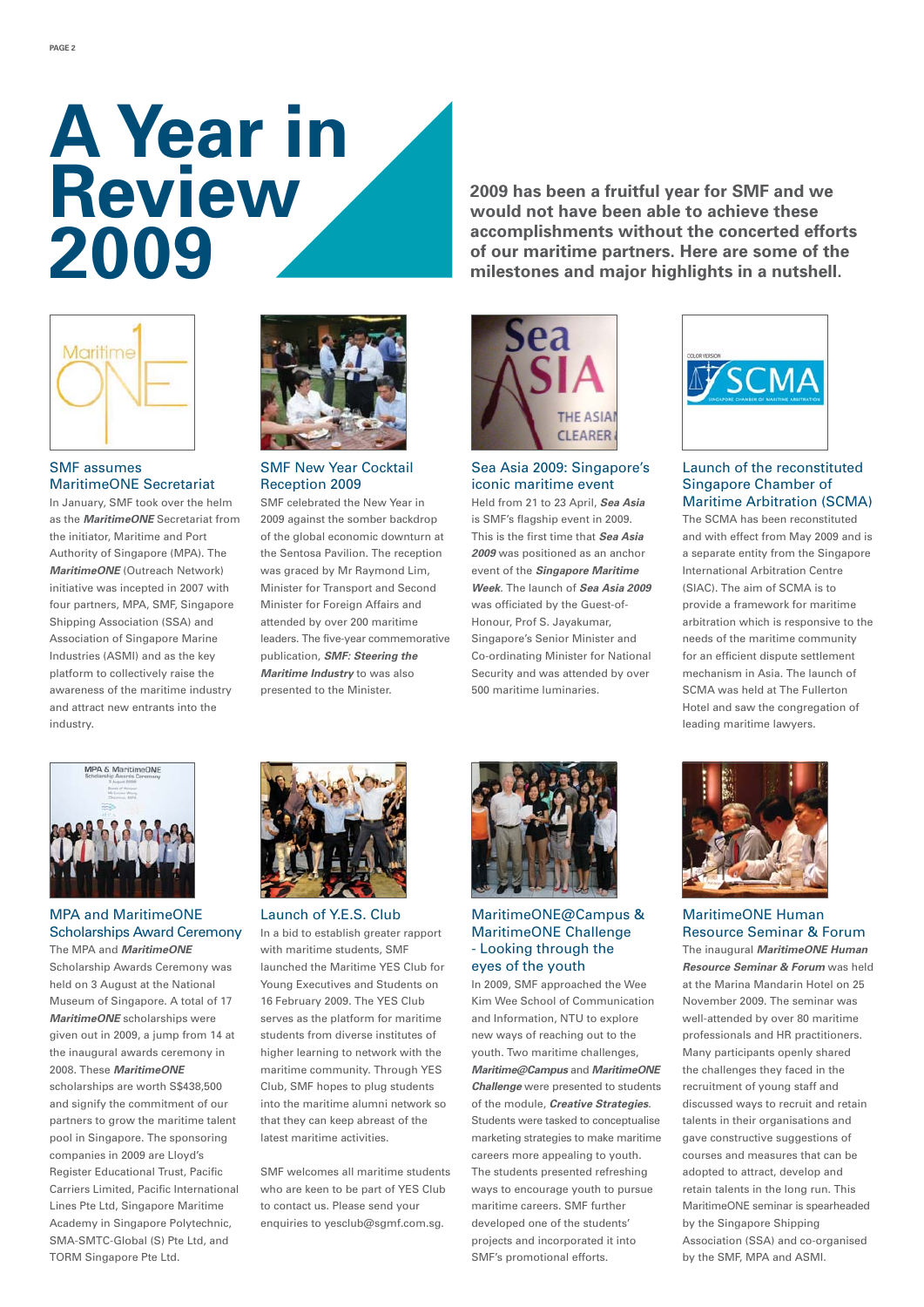# A Year in Review 2009

**2009 has been a fruitful year for SMF and we would not have been able to achieve these accomplishments without the concerted efforts of our maritime partners. Here are some of the milestones and major highlights in a nutshell.**

## SMF assumes MaritimeONE Secretariat

In January, SMF took over the helm as the ***MaritimeONE*** Secretariat from the initiator, Maritime and Port Authority of Singapore (MPA). The ***MaritimeONE*** (Outreach Network) initiative was incepted in 2007 with four partners, MPA, SMF, Singapore Shipping Association (SSA) and Association of Singapore Marine Industries (ASMI) and as the key platform to collectively raise the awareness of the maritime industry and attract new entrants into the industry.

## SMF New Year Cocktail Reception 2009

SMF celebrated the New Year in 2009 against the sombre backdrop of the global economic downturn at the Sentosa Pavilion. The reception was graced by Mr Raymond Lim, Minister for Transport and Second Minister for Foreign Affairs and attended by over 200 maritime leaders. The five-year commemorative publication, ***SMF: Steering the Maritime Industry*** to was also presented to the Minister.

## Sea Asia 2009: Singapore's iconic maritime event

Held from 21 to 23 April, ***Sea Asia*** is SMF's flagship event in 2009. This is the first time that ***Sea Asia 2009*** was positioned as an anchor event of the ***Singapore Maritime Week***. The launch of ***Sea Asia 2009*** was officiated by the Guest-of-Honour, Prof S. Jayakumar, Singapore's Senior Minister and Co-ordinating Minister for National Security and was attended by over 500 maritime luminaries.

## Launch of the reconstituted Singapore Chamber of Maritime Arbitration (SCMA)

The SCMA has been reconstituted and with effect from May 2009 and is a separate entity from the Singapore International Arbitration Centre (SIAC). The aim of SCMA is to provide a framework for maritime arbitration which is responsive to the needs of the maritime community for an efficient dispute settlement mechanism in Asia. The launch of SCMA was held at The Fullerton Hotel and saw the congregation of leading maritime lawyers.

## MPA and MaritimeONE Scholarships Award Ceremony

The MPA and ***MaritimeONE*** Scholarship Awards Ceremony was held on 3 August at the National Museum of Singapore. A total of 17 ***MaritimeONE*** scholarships were given out in 2009, a jump from 14 at the inaugural awards ceremony in 2008. These ***MaritimeONE*** scholarships are worth S$438,500 and signify the commitment of our partners to grow the maritime talent pool in Singapore. The sponsoring companies in 2009 are Lloyd's Register Educational Trust, Pacific Carriers Limited, Pacific International Lines Pte Ltd, Singapore Maritime Academy in Singapore Polytechnic, SMA-SMTC-Global (S) Pte Ltd, and TORM Singapore Pte Ltd.

## Launch of Y.E.S. Club

In a bid to establish greater rapport with maritime students, SMF launched the Maritime YES Club for Young Executives and Students on 16 February 2009. The YES Club serves as the platform for maritime students from diverse institutes of higher learning to network with the maritime community. Through YES Club, SMF hopes to plug students into the maritime alumni network so that they can keep abreast of the latest maritime activities.

SMF welcomes all maritime students who are keen to be part of YES Club to contact us. Please send your enquiries to yesclub@sgmf.com.sg.

## MaritimeONE@Campus & MaritimeONE Challenge - Looking through the eyes of the youth

In 2009, SMF approached the Wee Kim Wee School of Communication and Information, NTU to explore new ways of reaching out to the youth. Two maritime challenges, ***Maritime@Campus*** and ***MaritimeONE Challenge*** were presented to students of the module, ***Creative Strategies***. Students were tasked to conceptualise marketing strategies to make maritime careers more appealing to youth. The students presented refreshing ways to encourage youth to pursue maritime careers. SMF further developed one of the students' projects and incorporated it into SMF's promotional efforts.

## MaritimeONE Human Resource Seminar & Forum

The inaugural ***MaritimeONE Human Resource Seminar & Forum*** was held at the Marina Mandarin Hotel on 25 November 2009. The seminar was well-attended by over 80 maritime professionals and HR practitioners. Many participants openly shared the challenges they faced in the recruitment of young staff and discussed ways to recruit and retain talents in their organisations and gave constructive suggestions of courses and measures that can be adopted to attract, develop and retain talents in the long run. This MaritimeONE seminar is spearheaded by the Singapore Shipping Association (SSA) and co-organised by the SMF, MPA and ASMI.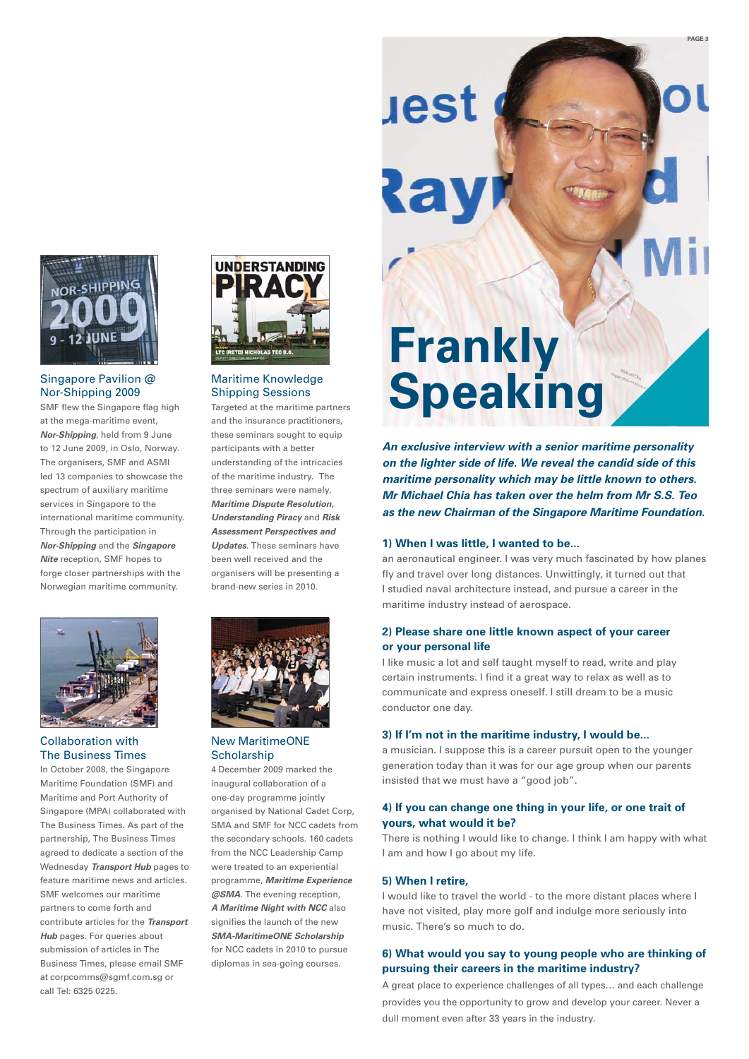## Singapore Pavilion @ Nor-Shipping 2009

SMF flew the Singapore flag high at the mega-maritime event, ***Nor-Shipping***, held from 9 June to 12 June 2009, in Oslo, Norway. The organisers, SMF and ASMI led 13 companies to showcase the spectrum of auxiliary maritime services in Singapore to the international maritime community. Through the participation in ***Nor-Shipping*** and the ***Singapore Nite*** reception, SMF hopes to forge closer partnerships with the Norwegian maritime community.

## Maritime Knowledge Shipping Sessions

Targeted at the maritime partners and the insurance practitioners, these seminars sought to equip participants with a better understanding of the intricacies of the maritime industry. The three seminars were namely, ***Maritime Dispute Resolution, Understanding Piracy*** and ***Risk Assessment Perspectives and Updates***. These seminars have been well received and the organisers will be presenting a brand-new series in 2010.

## Collaboration with The Business Times

In October 2008, the Singapore Maritime Foundation (SMF) and Maritime and Port Authority of Singapore (MPA) collaborated with The Business Times. As part of the partnership, The Business Times agreed to dedicate a section of the Wednesday ***Transport Hub*** pages to feature maritime news and articles. SMF welcomes our maritime partners to come forth and contribute articles for the ***Transport Hub*** pages. For queries about submission of articles in The Business Times, please email SMF at corpcomms@sgmf.com.sg or call Tel: 6325 0225.

## New MaritimeONE Scholarship

4 December 2009 marked the inaugural collaboration of a one-day programme jointly organised by National Cadet Corp, SMA and SMF for NCC cadets from the secondary schools. 160 cadets from the NCC Leadership Camp were treated to an experiential programme, ***Maritime Experience @SMA***. The evening reception, ***A Maritime Night with NCC*** also signifies the launch of the new ***SMA-MaritimeONE Scholarship*** for NCC cadets in 2010 to pursue diplomas in sea-going courses.

# Frankly Speaking

***An exclusive interview with a senior maritime personality on the lighter side of life. We reveal the candid side of this maritime personality which may be little known to others. Mr Michael Chia has taken over the helm from Mr S.S. Teo as the new Chairman of the Singapore Maritime Foundation.***

### 1) When I was little, I wanted to be...

an aeronautical engineer. I was very much fascinated by how planes fly and travel over long distances. Unwittingly, it turned out that I studied naval architecture instead, and pursue a career in the maritime industry instead of aerospace.

### 2) Please share one little known aspect of your career or your personal life

I like music a lot and self taught myself to read, write and play certain instruments. I find it a great way to relax as well as to communicate and express oneself. I still dream to be a music conductor one day.

### 3) If I'm not in the maritime industry, I would be...

a musician. I suppose this is a career pursuit open to the younger generation today than it was for our age group when our parents insisted that we must have a "good job".

### 4) If you can change one thing in your life, or one trait of yours, what would it be?

There is nothing I would like to change. I think I am happy with what I am and how I go about my life.

### 5) When I retire,

I would like to travel the world - to the more distant places where I have not visited, play more golf and indulge more seriously into music. There's so much to do.

### 6) What would you say to young people who are thinking of pursuing their careers in the maritime industry?

A great place to experience challenges of all types… and each challenge provides you the opportunity to grow and develop your career. Never a dull moment even after 33 years in the industry.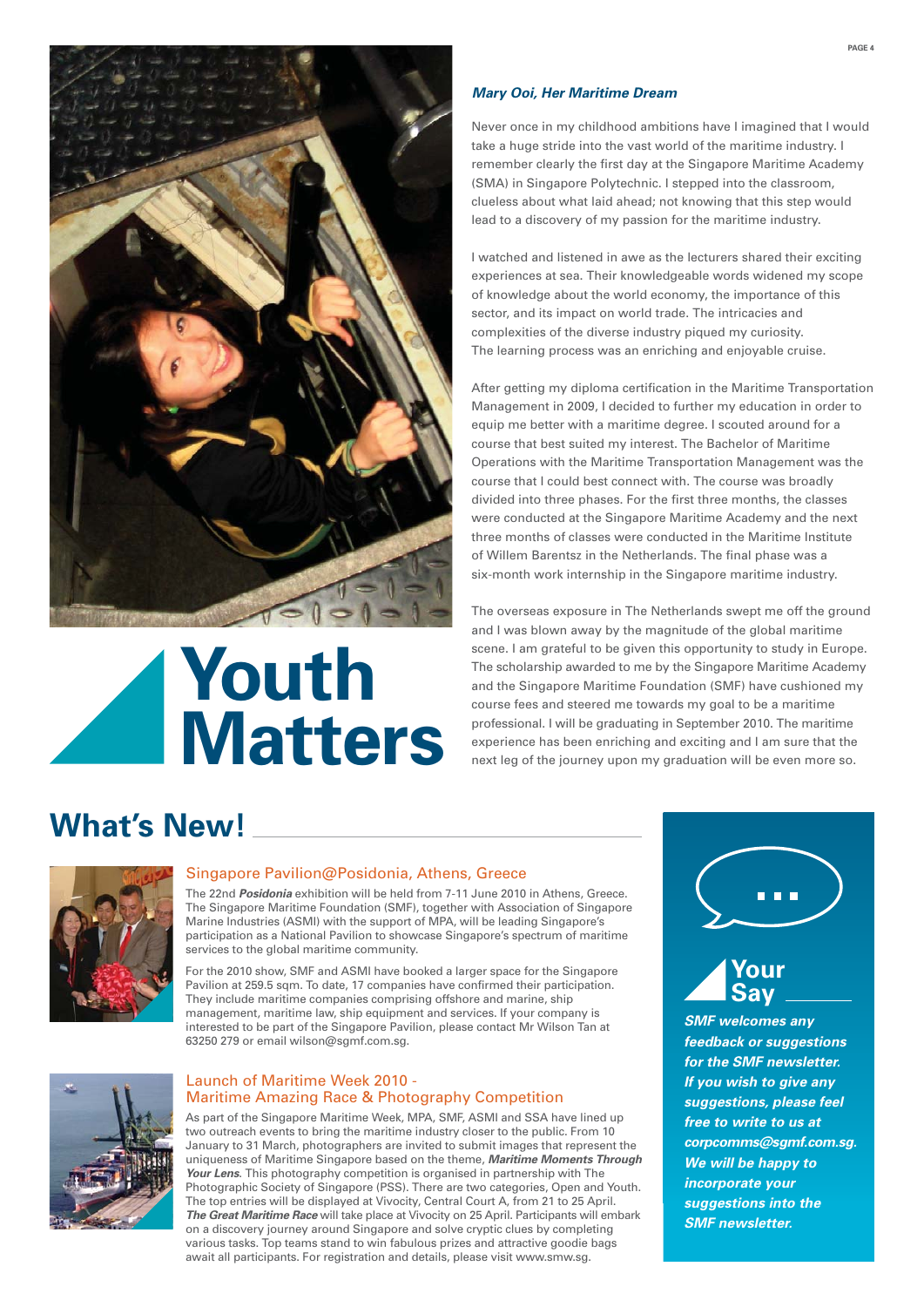# Youth Matters

### *Mary Ooi, Her Maritime Dream*

Never once in my childhood ambitions have I imagined that I would take a huge stride into the vast world of the maritime industry. I remember clearly the first day at the Singapore Maritime Academy (SMA) in Singapore Polytechnic. I stepped into the classroom, clueless about what laid ahead; not knowing that this step would lead to a discovery of my passion for the maritime industry.

I watched and listened in awe as the lecturers shared their exciting experiences at sea. Their knowledgeable words widened my scope of knowledge about the world economy, the importance of this sector, and its impact on world trade. The intricacies and complexities of the diverse industry piqued my curiosity. The learning process was an enriching and enjoyable cruise.

After getting my diploma certification in the Maritime Transportation Management in 2009, I decided to further my education in order to equip me better with a maritime degree. I scouted around for a course that best suited my interest. The Bachelor of Maritime Operations with the Maritime Transportation Management was the course that I could best connect with. The course was broadly divided into three phases. For the first three months, the classes were conducted at the Singapore Maritime Academy and the next three months of classes were conducted in the Maritime Institute of Willem Barentsz in the Netherlands. The final phase was a six-month work internship in the Singapore maritime industry.

The overseas exposure in The Netherlands swept me off the ground and I was blown away by the magnitude of the global maritime scene. I am grateful to be given this opportunity to study in Europe. The scholarship awarded to me by the Singapore Maritime Academy and the Singapore Maritime Foundation (SMF) have cushioned my course fees and steered me towards my goal to be a maritime professional. I will be graduating in September 2010. The maritime experience has been enriching and exciting and I am sure that the next leg of the journey upon my graduation will be even more so.

## What's New!

### Singapore Pavilion@Posidonia, Athens, Greece

The 22nd ***Posidonia*** exhibition will be held from 7-11 June 2010 in Athens, Greece. The Singapore Maritime Foundation (SMF), together with Association of Singapore Marine Industries (ASMI) with the support of MPA, will be leading Singapore's participation as a National Pavilion to showcase Singapore's spectrum of maritime services to the global maritime community.

For the 2010 show, SMF and ASMI have booked a larger space for the Singapore Pavilion at 259.5 sqm. To date, 17 companies have confirmed their participation. They include maritime companies comprising offshore and marine, ship management, maritime law, ship equipment and services. If your company is interested to be part of the Singapore Pavilion, please contact Mr Wilson Tan at 63250 279 or email wilson@sgmf.com.sg.

### Launch of Maritime Week 2010 - Maritime Amazing Race & Photography Competition

As part of the Singapore Maritime Week, MPA, SMF, ASMI and SSA have lined up two outreach events to bring the maritime industry closer to the public. From 10 January to 31 March, photographers are invited to submit images that represent the uniqueness of Maritime Singapore based on the theme, ***Maritime Moments Through Your Lens***. This photography competition is organised in partnership with The Photographic Society of Singapore (PSS). There are two categories, Open and Youth. The top entries will be displayed at Vivocity, Central Court A, from 21 to 25 April. ***The Great Maritime Race*** will take place at Vivocity on 25 April. Participants will embark on a discovery journey around Singapore and solve cryptic clues by completing various tasks. Top teams stand to win fabulous prizes and attractive goodie bags await all participants. For registration and details, please visit www.smw.sg.

### Your Say

***SMF welcomes any feedback or suggestions for the SMF newsletter. If you wish to give any suggestions, please feel free to write to us at corpcomms@sgmf.com.sg. We will be happy to incorporate your suggestions into the SMF newsletter.***